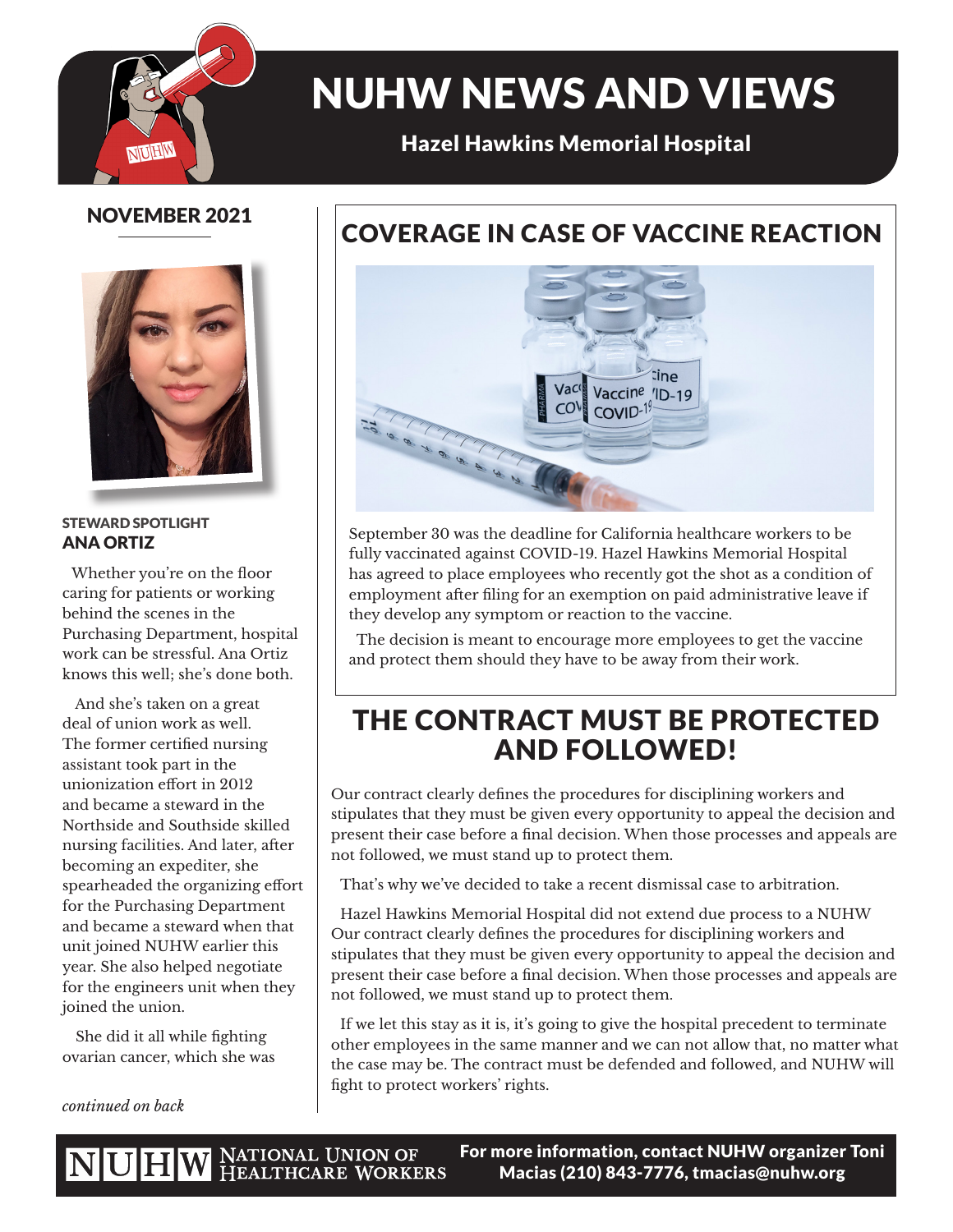# NUHW NEWS AND VIEWS

**Hazel Hawkins Memorial Hospital**

NOVEMBER 2021

STEWARD SPOTLIGHT

## ANA ORTIZ

Whether you're on the floor caring for patients or working behind the scenes in the Purchasing Department, hospital work can be stressful. Ana Ortiz knows this well; she's done both.

And she's taken on a great deal of union work as well. The former certified nursing assistant took part in the unionization effort in 2012 and became a steward in the Northside and Southside skilled nursing facilities. And later, after becoming an expediter, she spearheaded the organizing effort for the Purchasing Department and became a steward when that unit joined NUHW earlier this year. She also helped negotiate for the engineers unit when they joined the union.

She did it all while fighting ovarian cancer, which she was

*continued on back*

## COVERAGE IN CASE OF VACCINE REACTION

September 30 was the deadline for California healthcare workers to be fully vaccinated against COVID-19. Hazel Hawkins Memorial Hospital has agreed to place employees who recently got the shot as a condition of employment after filing for an exemption on paid administrative leave if they develop any symptom or reaction to the vaccine.

The decision is meant to encourage more employees to get the vaccine and protect them should they have to be away from their work.

## THE CONTRACT MUST BE PROTECTED AND FOLLOWED!

Our contract clearly defines the procedures for disciplining workers and stipulates that they must be given every opportunity to appeal the decision and present their case before a final decision. When those processes and appeals are not followed, we must stand up to protect them.

That's why we've decided to take a recent dismissal case to arbitration.

Hazel Hawkins Memorial Hospital did not extend due process to a NUHW Our contract clearly defines the procedures for disciplining workers and stipulates that they must be given every opportunity to appeal the decision and present their case before a final decision. When those processes and appeals are not followed, we must stand up to protect them.

If we let this stay as it is, it's going to give the hospital precedent to terminate other employees in the same manner and we can not allow that, no matter what the case may be. The contract must be defended and followed, and NUHW will fight to protect workers' rights.

NUHW National Union of Healthcare Workers

**For more information, contact NUHW organizer Toni Macias (210) 843-7776, tmacias@nuhw.org**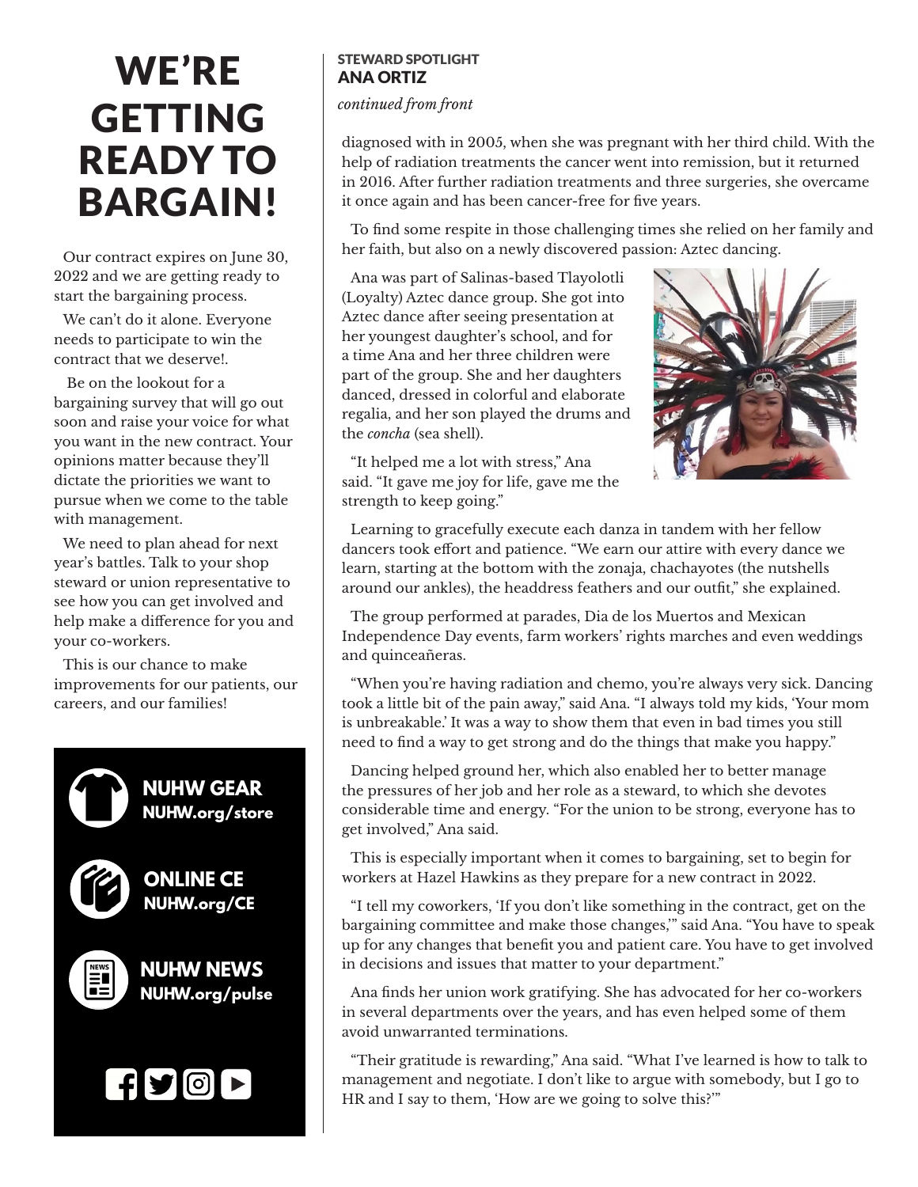# WE'RE GETTING READY TO BARGAIN!

Our contract expires on June 30, 2022 and we are getting ready to start the bargaining process.

We can't do it alone. Everyone needs to participate to win the contract that we deserve!.

Be on the lookout for a bargaining survey that will go out soon and raise your voice for what you want in the new contract. Your opinions matter because they'll dictate the priorities we want to pursue when we come to the table with management.

We need to plan ahead for next year's battles. Talk to your shop steward or union representative to see how you can get involved and help make a difference for you and your co-workers.

This is our chance to make improvements for our patients, our careers, and our families!

**NUHW GEAR**
**NUHW.org/store**

**ONLINE CE**
**NUHW.org/CE**

**NUHW NEWS**
**NUHW.org/pulse**

STEWARD SPOTLIGHT
## ANA ORTIZ

*continued from front*

diagnosed with in 2005, when she was pregnant with her third child. With the help of radiation treatments the cancer went into remission, but it returned in 2016. After further radiation treatments and three surgeries, she overcame it once again and has been cancer-free for five years.

To find some respite in those challenging times she relied on her family and her faith, but also on a newly discovered passion: Aztec dancing.

Ana was part of Salinas-based Tlayolotli (Loyalty) Aztec dance group. She got into Aztec dance after seeing presentation at her youngest daughter's school, and for a time Ana and her three children were part of the group. She and her daughters danced, dressed in colorful and elaborate regalia, and her son played the drums and the *concha* (sea shell).

"It helped me a lot with stress," Ana said. "It gave me joy for life, gave me the strength to keep going."

Learning to gracefully execute each danza in tandem with her fellow dancers took effort and patience. "We earn our attire with every dance we learn, starting at the bottom with the zonaja, chachayotes (the nutshells around our ankles), the headdress feathers and our outfit," she explained.

The group performed at parades, Dia de los Muertos and Mexican Independence Day events, farm workers' rights marches and even weddings and quinceañeras.

"When you're having radiation and chemo, you're always very sick. Dancing took a little bit of the pain away," said Ana. "I always told my kids, 'Your mom is unbreakable.' It was a way to show them that even in bad times you still need to find a way to get strong and do the things that make you happy."

Dancing helped ground her, which also enabled her to better manage the pressures of her job and her role as a steward, to which she devotes considerable time and energy. "For the union to be strong, everyone has to get involved," Ana said.

This is especially important when it comes to bargaining, set to begin for workers at Hazel Hawkins as they prepare for a new contract in 2022.

"I tell my coworkers, 'If you don't like something in the contract, get on the bargaining committee and make those changes,'" said Ana. "You have to speak up for any changes that benefit you and patient care. You have to get involved in decisions and issues that matter to your department."

Ana finds her union work gratifying. She has advocated for her co-workers in several departments over the years, and has even helped some of them avoid unwarranted terminations.

"Their gratitude is rewarding," Ana said. "What I've learned is how to talk to management and negotiate. I don't like to argue with somebody, but I go to HR and I say to them, 'How are we going to solve this?'"